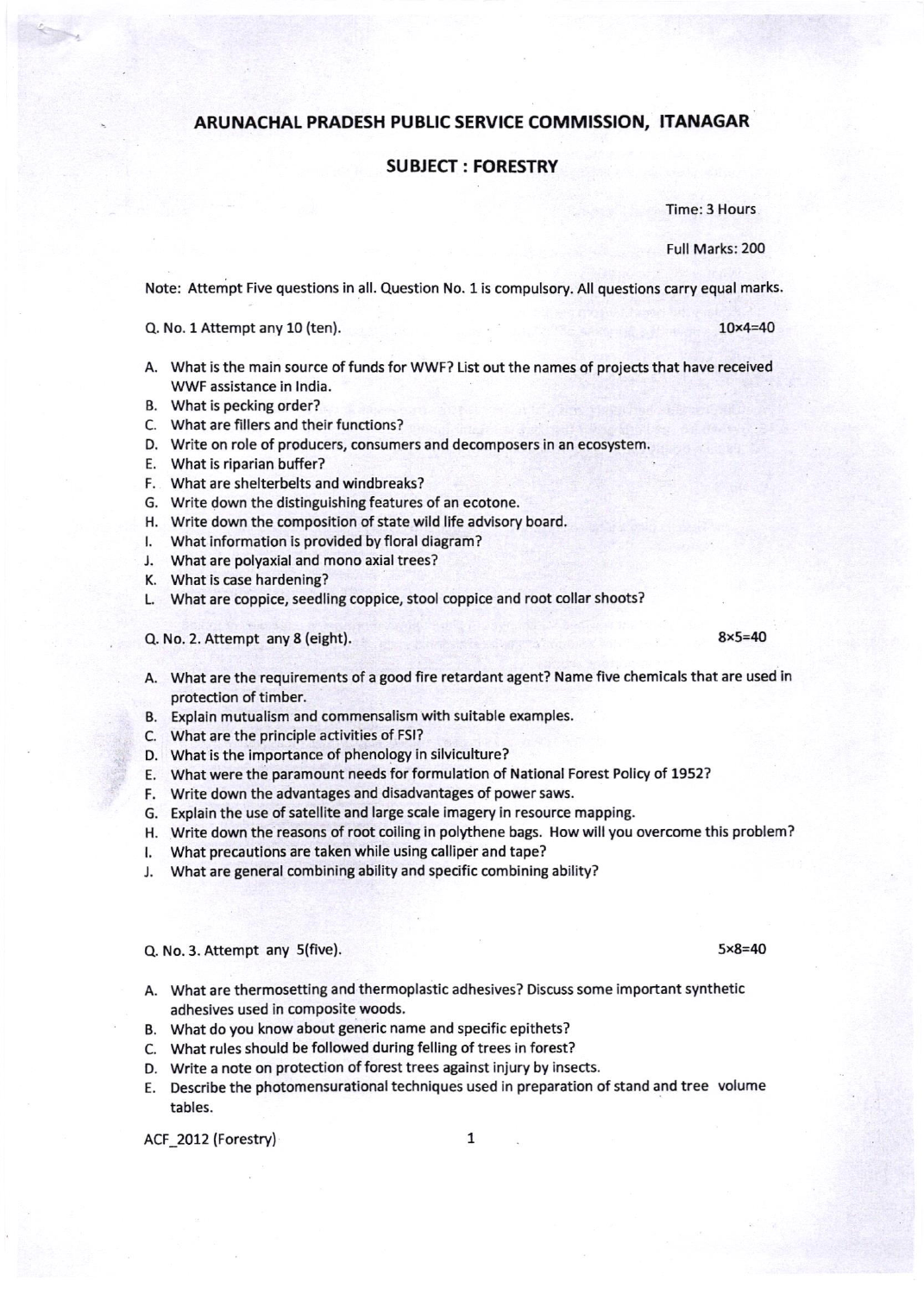# ARUNACHAL PRADESH PUBLIC SERVICE COMMISSION, ITANAGAR

## SUBJECT : FORESTRY

Time: 3 Hours

Full Marks: 200

Note: Attempt Five questions in all. Question No. 1 is compulsory. All questions carry equal marks.

Q. No. 1 Attempt any 10 (ten). 10×4=40

A. What is the main source of funds for WWF? List out the names of projects that have received WWF assistance in India.
B. What is pecking order?
C. What are fillers and their functions?
D. Write on role of producers, consumers and decomposers in an ecosystem.
E. What is riparian buffer?
F. What are shelterbelts and windbreaks?
G. Write down the distinguishing features of an ecotone.
H. Write down the composition of state wild life advisory board.
I. What information is provided by floral diagram?
J. What are polyaxial and mono axial trees?
K. What is case hardening?
L. What are coppice, seedling coppice, stool coppice and root collar shoots?

Q. No. 2. Attempt any 8 (eight). 8×5=40

A. What are the requirements of a good fire retardant agent? Name five chemicals that are used in protection of timber.
B. Explain mutualism and commensalism with suitable examples.
C. What are the principle activities of FSI?
D. What is the importance of phenology in silviculture?
E. What were the paramount needs for formulation of National Forest Policy of 1952?
F. Write down the advantages and disadvantages of power saws.
G. Explain the use of satellite and large scale imagery in resource mapping.
H. Write down the reasons of root coiling in polythene bags. How will you overcome this problem?
I. What precautions are taken while using calliper and tape?
J. What are general combining ability and specific combining ability?

Q. No. 3. Attempt any 5(five). 5×8=40

A. What are thermosetting and thermoplastic adhesives? Discuss some important synthetic adhesives used in composite woods.
B. What do you know about generic name and specific epithets?
C. What rules should be followed during felling of trees in forest?
D. Write a note on protection of forest trees against injury by insects.
E. Describe the photomensurational techniques used in preparation of stand and tree volume tables.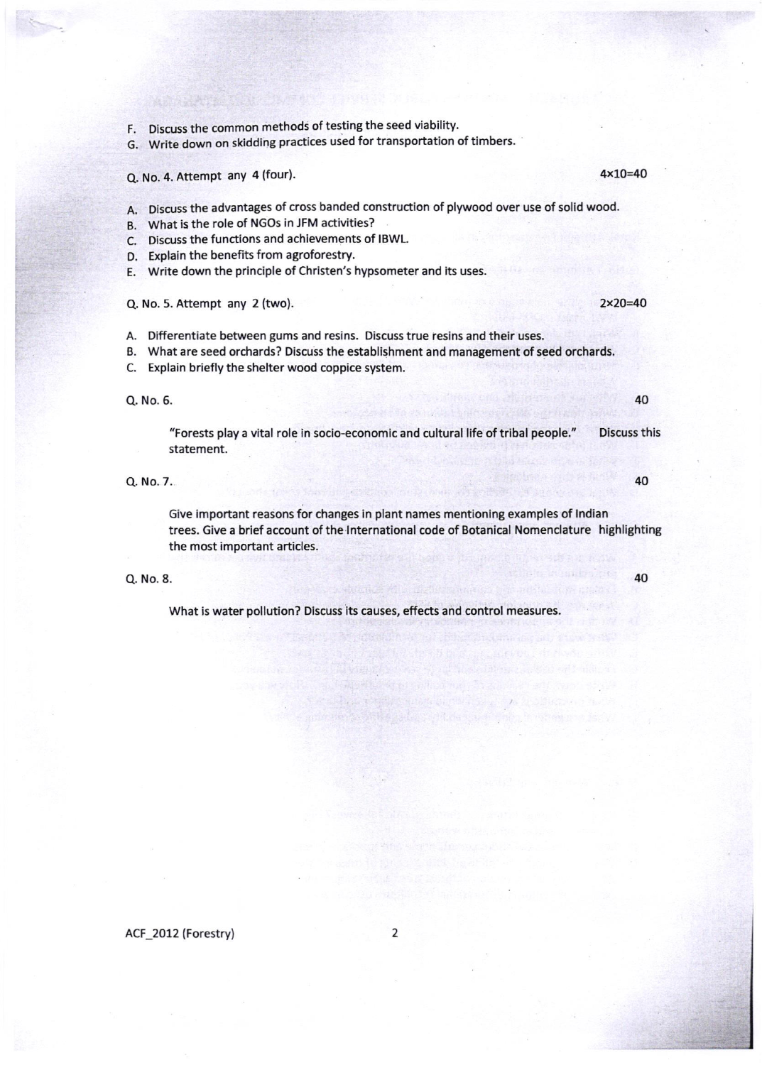F. Discuss the common methods of testing the seed viability.
G. Write down on skidding practices used for transportation of timbers.

Q. No. 4. Attempt any 4 (four). 4×10=40

A. Discuss the advantages of cross banded construction of plywood over use of solid wood.
B. What is the role of NGOs in JFM activities?
C. Discuss the functions and achievements of IBWL.
D. Explain the benefits from agroforestry.
E. Write down the principle of Christen's hypsometer and its uses.

Q. No. 5. Attempt any 2 (two). 2×20=40

A. Differentiate between gums and resins. Discuss true resins and their uses.
B. What are seed orchards? Discuss the establishment and management of seed orchards.
C. Explain briefly the shelter wood coppice system.

Q. No. 6. 40

"Forests play a vital role in socio-economic and cultural life of tribal people." Discuss this statement.

Q. No. 7. 40

Give important reasons for changes in plant names mentioning examples of Indian trees. Give a brief account of the International code of Botanical Nomenclature highlighting the most important articles.

Q. No. 8. 40

What is water pollution? Discuss its causes, effects and control measures.